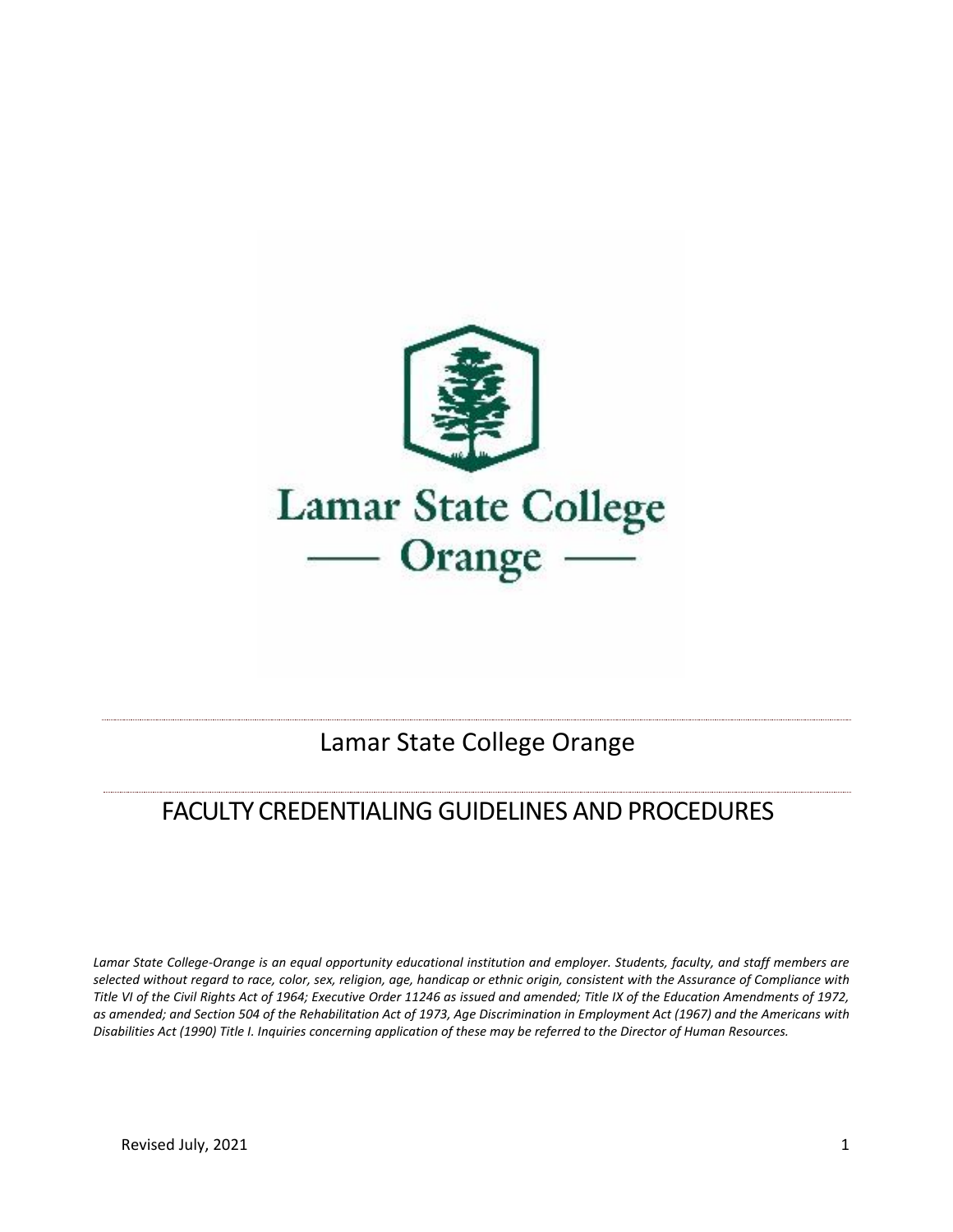Lamar State College Orange

# Lamar State College Orange

# FACULTY CREDENTIALING GUIDELINES AND PROCEDURES

*Lamar State College-Orange is an equal opportunity educational institution and employer. Students, faculty, and staff members are selected without regard to race, color, sex, religion, age, handicap or ethnic origin, consistent with the Assurance of Compliance with Title VI of the Civil Rights Act of 1964; Executive Order 11246 as issued and amended; Title IX of the Education Amendments of 1972, as amended; and Section 504 of the Rehabilitation Act of 1973, Age Discrimination in Employment Act (1967) and the Americans with Disabilities Act (1990) Title I. Inquiries concerning application of these may be referred to the Director of Human Resources.*

Revised July, 2021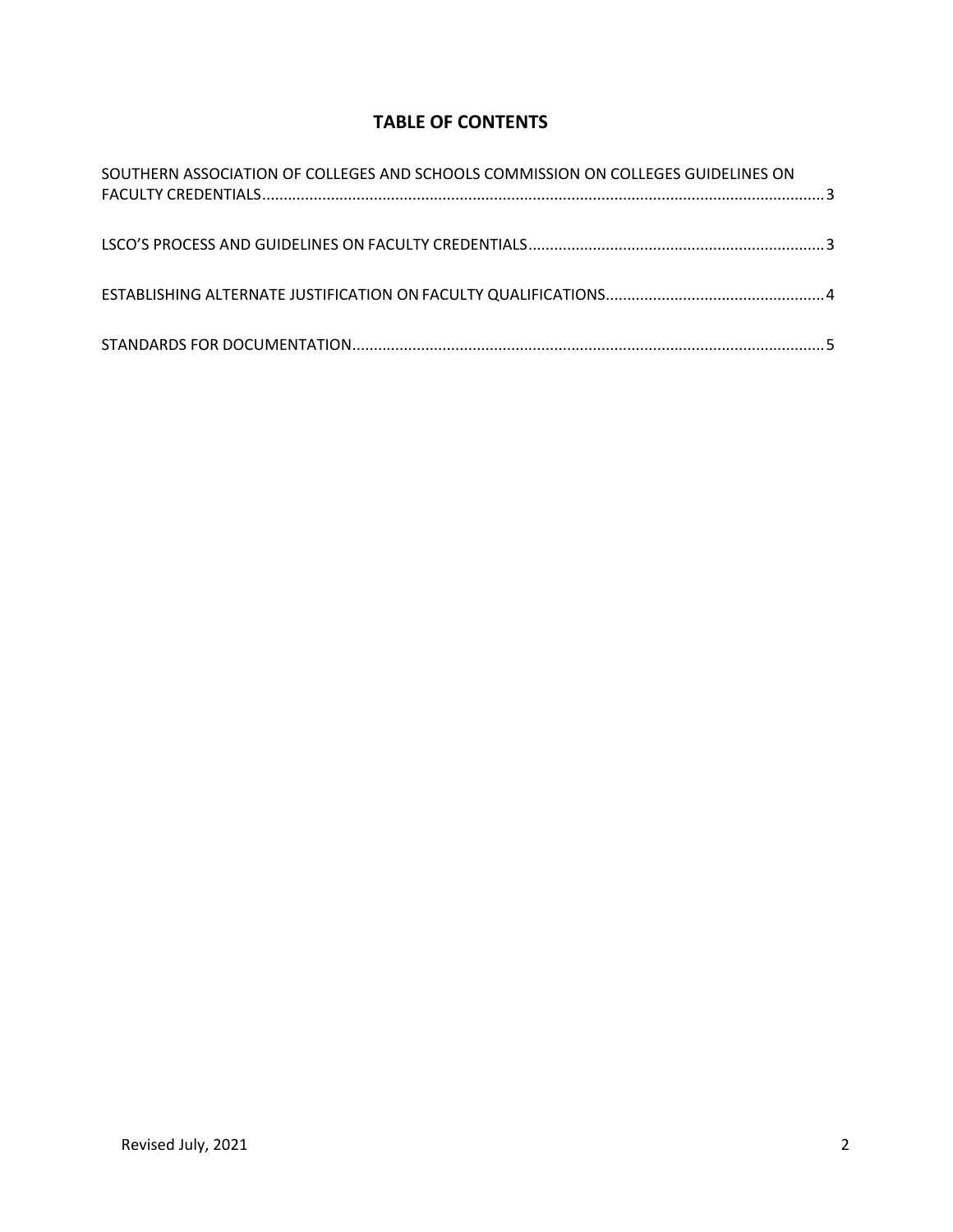## TABLE OF CONTENTS

SOUTHERN ASSOCIATION OF COLLEGES AND SCHOOLS COMMISSION ON COLLEGES GUIDELINES ON FACULTY CREDENTIALS .......... 3

LSCO'S PROCESS AND GUIDELINES ON FACULTY CREDENTIALS .......... 3

ESTABLISHING ALTERNATE JUSTIFICATION ON FACULTY QUALIFICATIONS .......... 4

STANDARDS FOR DOCUMENTATION .......... 5

Revised July, 2021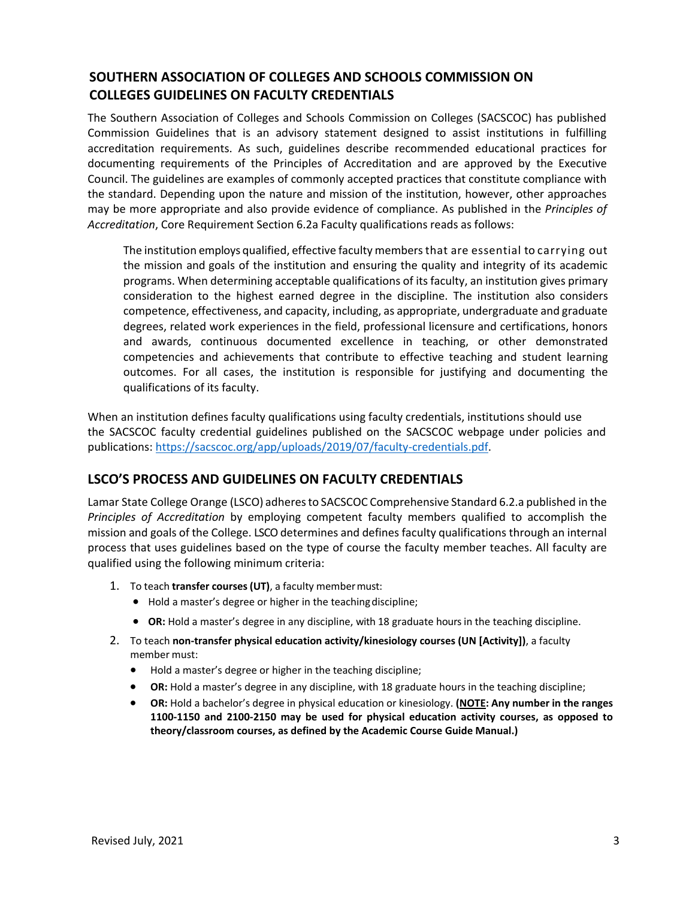## SOUTHERN ASSOCIATION OF COLLEGES AND SCHOOLS COMMISSION ON COLLEGES GUIDELINES ON FACULTY CREDENTIALS

The Southern Association of Colleges and Schools Commission on Colleges (SACSCOC) has published Commission Guidelines that is an advisory statement designed to assist institutions in fulfilling accreditation requirements. As such, guidelines describe recommended educational practices for documenting requirements of the Principles of Accreditation and are approved by the Executive Council. The guidelines are examples of commonly accepted practices that constitute compliance with the standard. Depending upon the nature and mission of the institution, however, other approaches may be more appropriate and also provide evidence of compliance. As published in the *Principles of Accreditation*, Core Requirement Section 6.2a Faculty qualifications reads as follows:

> The institution employs qualified, effective faculty members that are essential to carrying out the mission and goals of the institution and ensuring the quality and integrity of its academic programs. When determining acceptable qualifications of its faculty, an institution gives primary consideration to the highest earned degree in the discipline. The institution also considers competence, effectiveness, and capacity, including, as appropriate, undergraduate and graduate degrees, related work experiences in the field, professional licensure and certifications, honors and awards, continuous documented excellence in teaching, or other demonstrated competencies and achievements that contribute to effective teaching and student learning outcomes. For all cases, the institution is responsible for justifying and documenting the qualifications of its faculty.

When an institution defines faculty qualifications using faculty credentials, institutions should use the SACSCOC faculty credential guidelines published on the SACSCOC webpage under policies and publications: https://sacscoc.org/app/uploads/2019/07/faculty-credentials.pdf.

## LSCO'S PROCESS AND GUIDELINES ON FACULTY CREDENTIALS

Lamar State College Orange (LSCO) adheres to SACSCOC Comprehensive Standard 6.2.a published in the *Principles of Accreditation* by employing competent faculty members qualified to accomplish the mission and goals of the College. LSCO determines and defines faculty qualifications through an internal process that uses guidelines based on the type of course the faculty member teaches. All faculty are qualified using the following minimum criteria:

1. To teach **transfer courses (UT)**, a faculty member must:
   - Hold a master's degree or higher in the teaching discipline;
   - **OR:** Hold a master's degree in any discipline, with 18 graduate hours in the teaching discipline.
2. To teach **non-transfer physical education activity/kinesiology courses (UN [Activity])**, a faculty member must:
   - Hold a master's degree or higher in the teaching discipline;
   - **OR:** Hold a master's degree in any discipline, with 18 graduate hours in the teaching discipline;
   - **OR:** Hold a bachelor's degree in physical education or kinesiology. **(NOTE: Any number in the ranges 1100-1150 and 2100-2150 may be used for physical education activity courses, as opposed to theory/classroom courses, as defined by the Academic Course Guide Manual.)**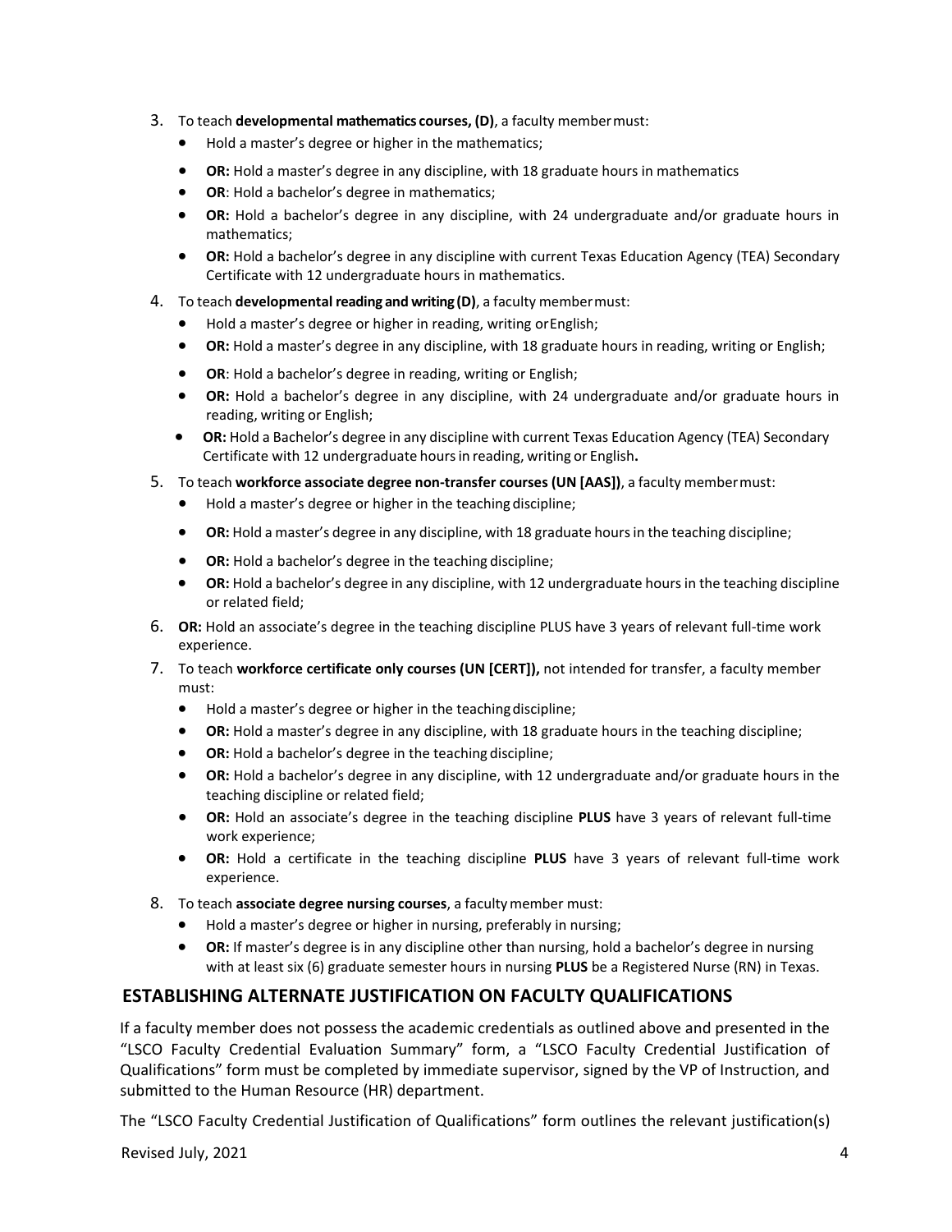3. To teach **developmental mathematics courses, (D)**, a faculty member must:
    - Hold a master's degree or higher in the mathematics;
    - **OR:** Hold a master's degree in any discipline, with 18 graduate hours in mathematics
    - **OR**: Hold a bachelor's degree in mathematics;
    - **OR:** Hold a bachelor's degree in any discipline, with 24 undergraduate and/or graduate hours in mathematics;
    - **OR:** Hold a bachelor's degree in any discipline with current Texas Education Agency (TEA) Secondary Certificate with 12 undergraduate hours in mathematics.
4. To teach **developmental reading and writing (D)**, a faculty member must:
    - Hold a master's degree or higher in reading, writing or English;
    - **OR:** Hold a master's degree in any discipline, with 18 graduate hours in reading, writing or English;
    - **OR**: Hold a bachelor's degree in reading, writing or English;
    - **OR:** Hold a bachelor's degree in any discipline, with 24 undergraduate and/or graduate hours in reading, writing or English;
    - **OR:** Hold a Bachelor's degree in any discipline with current Texas Education Agency (TEA) Secondary Certificate with 12 undergraduate hours in reading, writing or English**.**
5. To teach **workforce associate degree non-transfer courses (UN [AAS])**, a faculty member must:
    - Hold a master's degree or higher in the teaching discipline;
    - **OR:** Hold a master's degree in any discipline, with 18 graduate hours in the teaching discipline;
    - **OR:** Hold a bachelor's degree in the teaching discipline;
    - **OR:** Hold a bachelor's degree in any discipline, with 12 undergraduate hours in the teaching discipline or related field;
6. **OR:** Hold an associate's degree in the teaching discipline PLUS have 3 years of relevant full-time work experience.
7. To teach **workforce certificate only courses (UN [CERT]),** not intended for transfer, a faculty member must:
    - Hold a master's degree or higher in the teaching discipline;
    - **OR:** Hold a master's degree in any discipline, with 18 graduate hours in the teaching discipline;
    - **OR:** Hold a bachelor's degree in the teaching discipline;
    - **OR:** Hold a bachelor's degree in any discipline, with 12 undergraduate and/or graduate hours in the teaching discipline or related field;
    - **OR:** Hold an associate's degree in the teaching discipline **PLUS** have 3 years of relevant full-time work experience;
    - **OR:** Hold a certificate in the teaching discipline **PLUS** have 3 years of relevant full-time work experience.
8. To teach **associate degree nursing courses**, a faculty member must:
    - Hold a master's degree or higher in nursing, preferably in nursing;
    - **OR:** If master's degree is in any discipline other than nursing, hold a bachelor's degree in nursing with at least six (6) graduate semester hours in nursing **PLUS** be a Registered Nurse (RN) in Texas.

## ESTABLISHING ALTERNATE JUSTIFICATION ON FACULTY QUALIFICATIONS

If a faculty member does not possess the academic credentials as outlined above and presented in the "LSCO Faculty Credential Evaluation Summary" form, a "LSCO Faculty Credential Justification of Qualifications" form must be completed by immediate supervisor, signed by the VP of Instruction, and submitted to the Human Resource (HR) department.

The "LSCO Faculty Credential Justification of Qualifications" form outlines the relevant justification(s)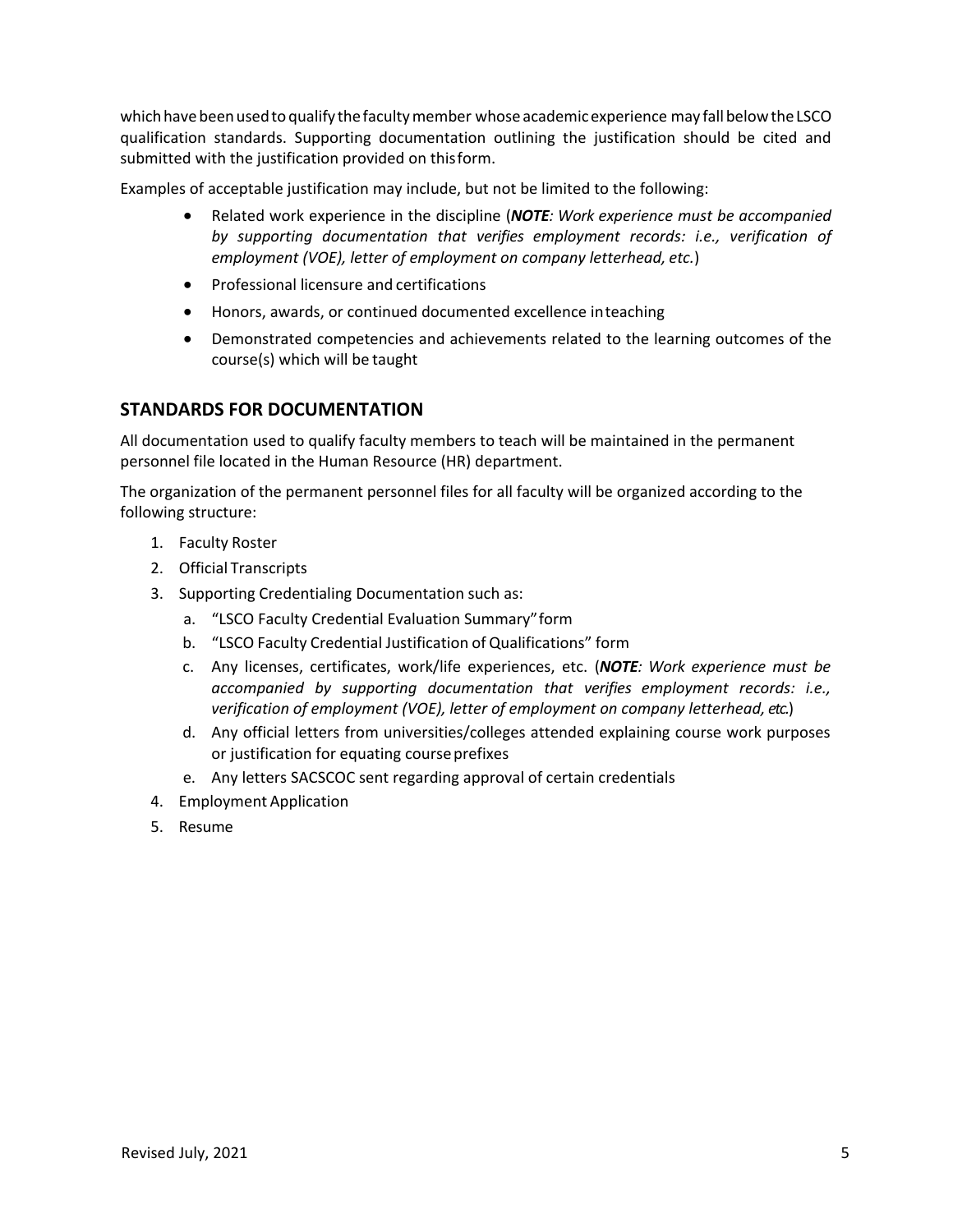which have been used to qualify the faculty member whose academic experience may fall below the LSCO qualification standards. Supporting documentation outlining the justification should be cited and submitted with the justification provided on this form.

Examples of acceptable justification may include, but not be limited to the following:

- Related work experience in the discipline (***NOTE****: Work experience must be accompanied by supporting documentation that verifies employment records: i.e., verification of employment (VOE), letter of employment on company letterhead, etc.*)
- Professional licensure and certifications
- Honors, awards, or continued documented excellence in teaching
- Demonstrated competencies and achievements related to the learning outcomes of the course(s) which will be taught

## STANDARDS FOR DOCUMENTATION

All documentation used to qualify faculty members to teach will be maintained in the permanent personnel file located in the Human Resource (HR) department.

The organization of the permanent personnel files for all faculty will be organized according to the following structure:

1. Faculty Roster
2. Official Transcripts
3. Supporting Credentialing Documentation such as:
   a. "LSCO Faculty Credential Evaluation Summary" form
   b. "LSCO Faculty Credential Justification of Qualifications" form
   c. Any licenses, certificates, work/life experiences, etc. (***NOTE****: Work experience must be accompanied by supporting documentation that verifies employment records: i.e., verification of employment (VOE), letter of employment on company letterhead, etc.*)
   d. Any official letters from universities/colleges attended explaining course work purposes or justification for equating course prefixes
   e. Any letters SACSCOC sent regarding approval of certain credentials
4. Employment Application
5. Resume